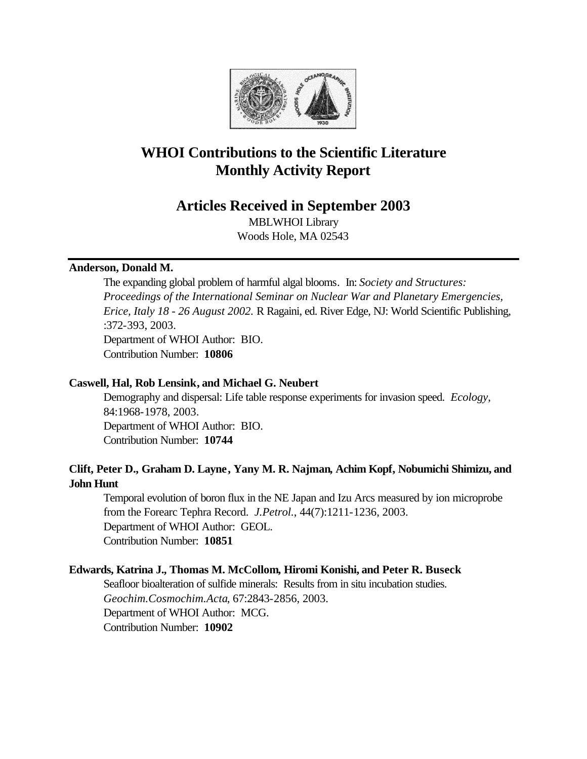# WHOI Contributions to the Scientific Literature
# Monthly Activity Report

## Articles Received in September 2003

MBLWHOI Library
Woods Hole, MA 02543

---

**Anderson, Donald M.**

The expanding global problem of harmful algal blooms. In: *Society and Structures: Proceedings of the International Seminar on Nuclear War and Planetary Emergencies, Erice, Italy 18 - 26 August 2002.* R Ragaini, ed. River Edge, NJ: World Scientific Publishing, :372-393, 2003.
Department of WHOI Author: BIO.
Contribution Number: **10806**

**Caswell, Hal, Rob Lensink, and Michael G. Neubert**

Demography and dispersal: Life table response experiments for invasion speed. *Ecology*, 84:1968-1978, 2003.
Department of WHOI Author: BIO.
Contribution Number: **10744**

**Clift, Peter D., Graham D. Layne, Yany M. R. Najman, Achim Kopf, Nobumichi Shimizu, and John Hunt**

Temporal evolution of boron flux in the NE Japan and Izu Arcs measured by ion microprobe from the Forearc Tephra Record. *J.Petrol.*, 44(7):1211-1236, 2003.
Department of WHOI Author: GEOL.
Contribution Number: **10851**

**Edwards, Katrina J., Thomas M. McCollom, Hiromi Konishi, and Peter R. Buseck**

Seafloor bioalteration of sulfide minerals: Results from in situ incubation studies. *Geochim.Cosmochim.Acta*, 67:2843-2856, 2003.
Department of WHOI Author: MCG.
Contribution Number: **10902**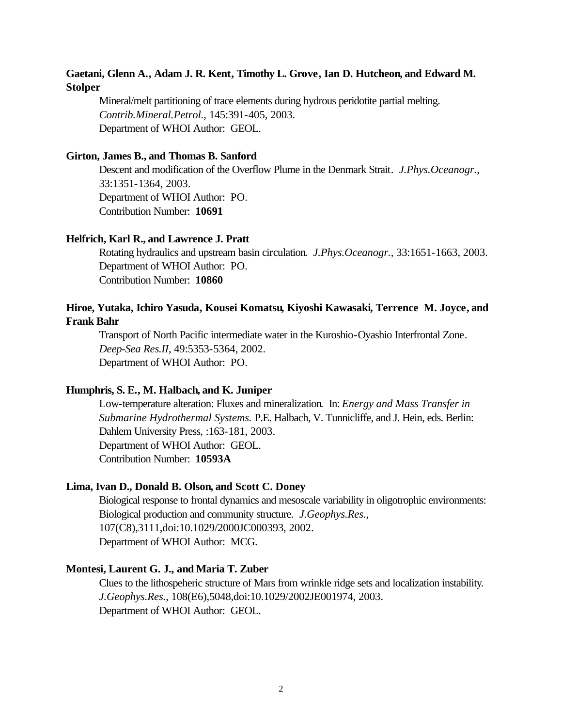**Gaetani, Glenn A., Adam J. R. Kent, Timothy L. Grove, Ian D. Hutcheon, and Edward M. Stolper**

Mineral/melt partitioning of trace elements during hydrous peridotite partial melting. *Contrib.Mineral.Petrol.*, 145:391-405, 2003.
Department of WHOI Author: GEOL.

**Girton, James B., and Thomas B. Sanford**

Descent and modification of the Overflow Plume in the Denmark Strait. *J.Phys.Oceanogr.*, 33:1351-1364, 2003.
Department of WHOI Author: PO.
Contribution Number: **10691**

**Helfrich, Karl R., and Lawrence J. Pratt**

Rotating hydraulics and upstream basin circulation. *J.Phys.Oceanogr.*, 33:1651-1663, 2003.
Department of WHOI Author: PO.
Contribution Number: **10860**

**Hiroe, Yutaka, Ichiro Yasuda, Kousei Komatsu, Kiyoshi Kawasaki, Terrence M. Joyce, and Frank Bahr**

Transport of North Pacific intermediate water in the Kuroshio-Oyashio Interfrontal Zone. *Deep-Sea Res.II*, 49:5353-5364, 2002.
Department of WHOI Author: PO.

**Humphris, S. E., M. Halbach, and K. Juniper**

Low-temperature alteration: Fluxes and mineralization. In: *Energy and Mass Transfer in Submarine Hydrothermal Systems.* P.E. Halbach, V. Tunnicliffe, and J. Hein, eds. Berlin: Dahlem University Press, :163-181, 2003.
Department of WHOI Author: GEOL.
Contribution Number: **10593A**

**Lima, Ivan D., Donald B. Olson, and Scott C. Doney**

Biological response to frontal dynamics and mesoscale variability in oligotrophic environments: Biological production and community structure. *J.Geophys.Res.*, 107(C8),3111,doi:10.1029/2000JC000393, 2002.
Department of WHOI Author: MCG.

**Montesi, Laurent G. J., and Maria T. Zuber**

Clues to the lithospeheric structure of Mars from wrinkle ridge sets and localization instability. *J.Geophys.Res.*, 108(E6),5048,doi:10.1029/2002JE001974, 2003.
Department of WHOI Author: GEOL.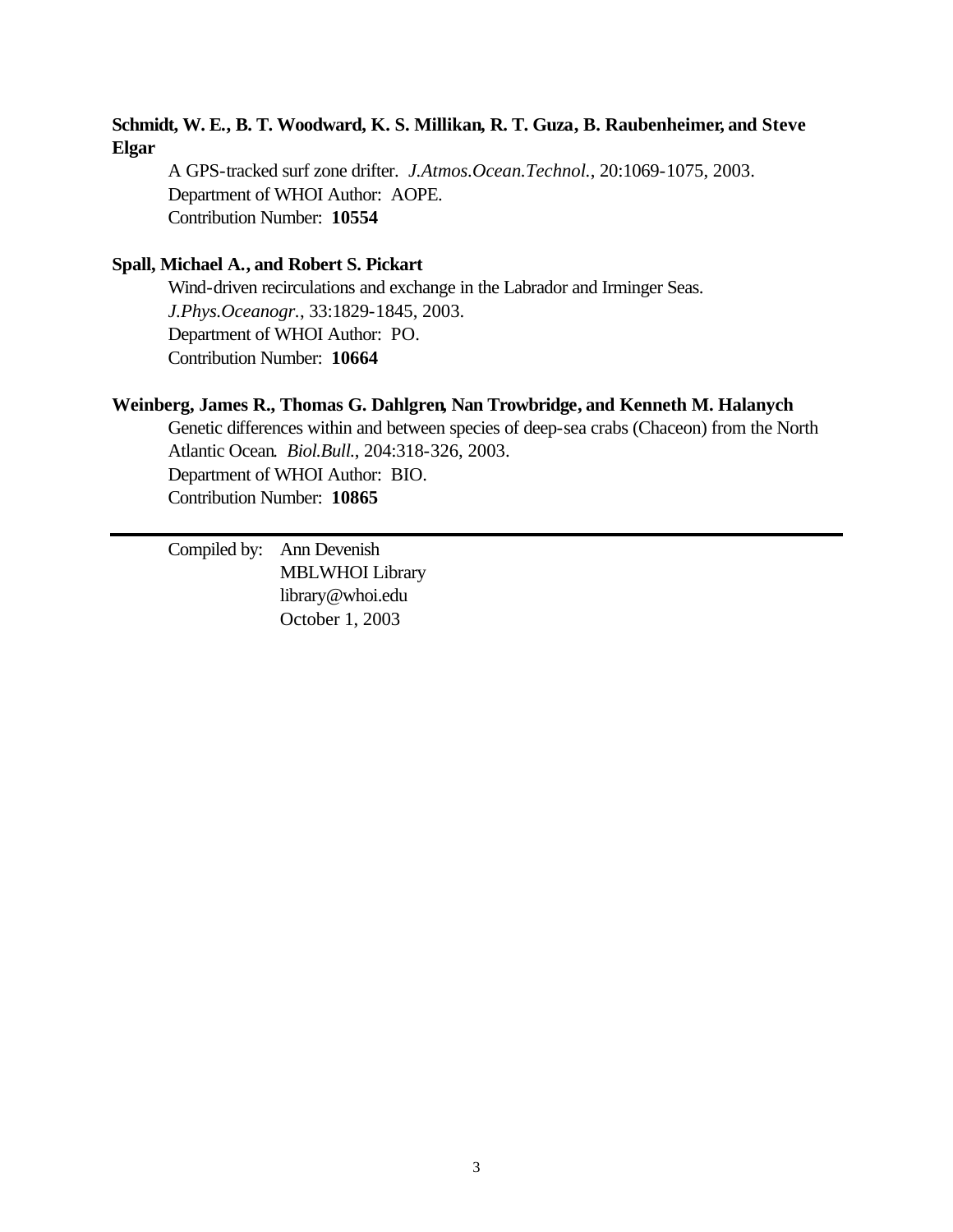**Schmidt, W. E., B. T. Woodward, K. S. Millikan, R. T. Guza, B. Raubenheimer, and Steve Elgar**

A GPS-tracked surf zone drifter. *J.Atmos.Ocean.Technol.*, 20:1069-1075, 2003.
Department of WHOI Author: AOPE.
Contribution Number: **10554**

**Spall, Michael A., and Robert S. Pickart**

Wind-driven recirculations and exchange in the Labrador and Irminger Seas. *J.Phys.Oceanogr.*, 33:1829-1845, 2003.
Department of WHOI Author: PO.
Contribution Number: **10664**

**Weinberg, James R., Thomas G. Dahlgren, Nan Trowbridge, and Kenneth M. Halanych**

Genetic differences within and between species of deep-sea crabs (Chaceon) from the North Atlantic Ocean. *Biol.Bull.*, 204:318-326, 2003.
Department of WHOI Author: BIO.
Contribution Number: **10865**

---

Compiled by: Ann Devenish
MBLWHOI Library
library@whoi.edu
October 1, 2003